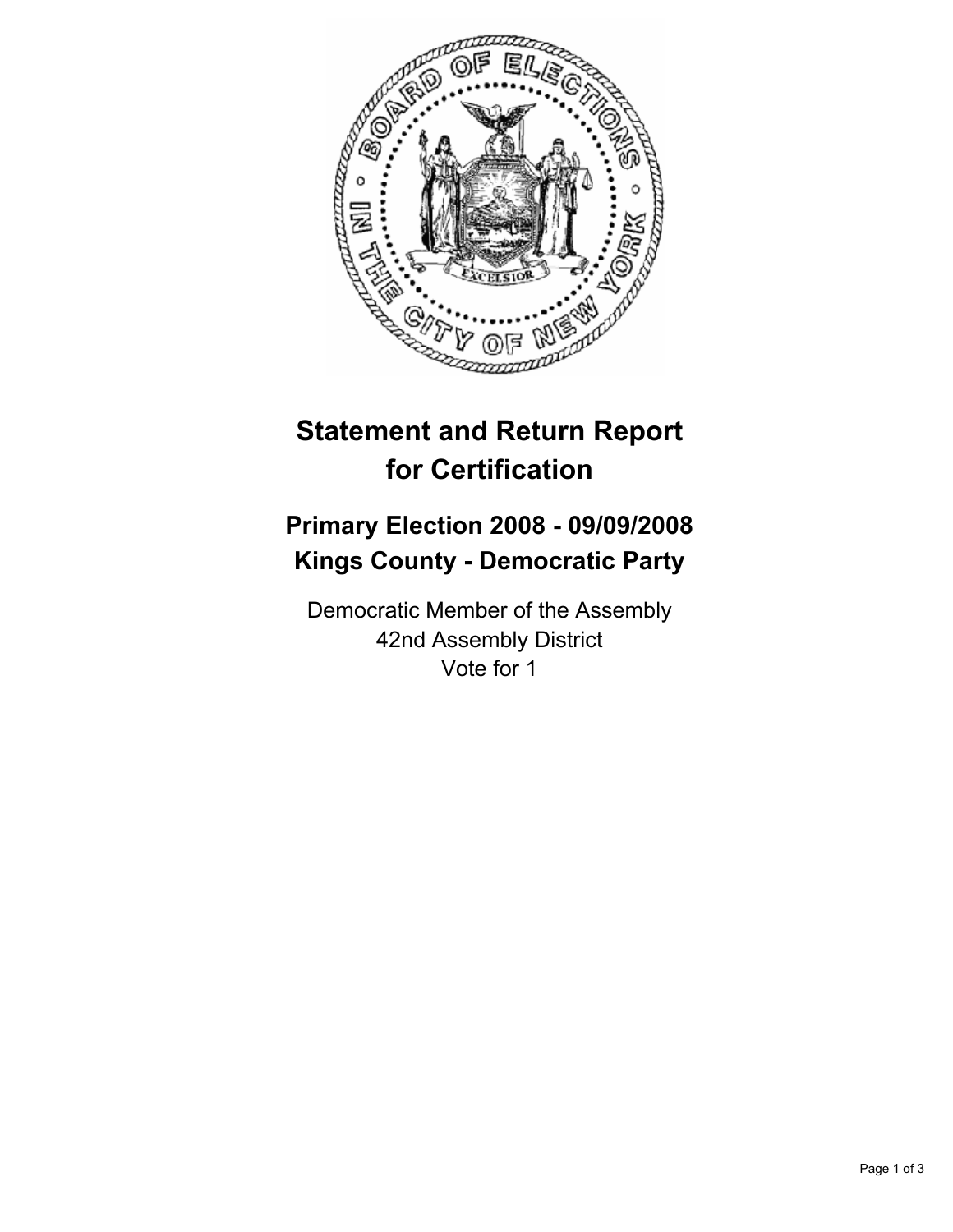# Statement and Return Report for Certification

## Primary Election 2008 - 09/09/2008
## Kings County - Democratic Party

Democratic Member of the Assembly
42nd Assembly District
Vote for 1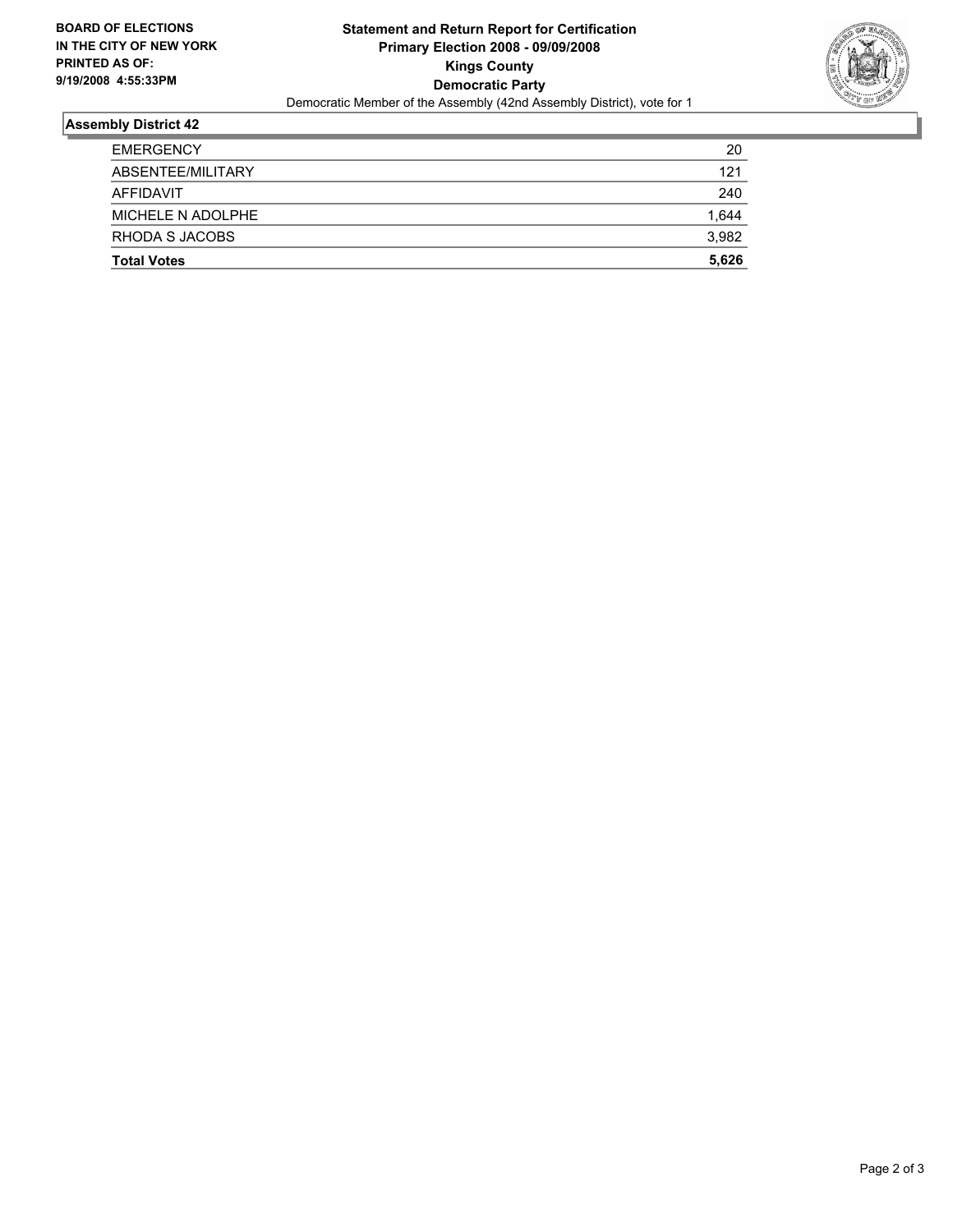**BOARD OF ELECTIONS IN THE CITY OF NEW YORK PRINTED AS OF: 9/19/2008 4:55:33PM**

**Statement and Return Report for Certification**
**Primary Election 2008 - 09/09/2008**
**Kings County**
**Democratic Party**
Democratic Member of the Assembly (42nd Assembly District), vote for 1

## Assembly District 42

| | |
|---|---|
| EMERGENCY | 20 |
| ABSENTEE/MILITARY | 121 |
| AFFIDAVIT | 240 |
| MICHELE N ADOLPHE | 1,644 |
| RHODA S JACOBS | 3,982 |
| **Total Votes** | **5,626** |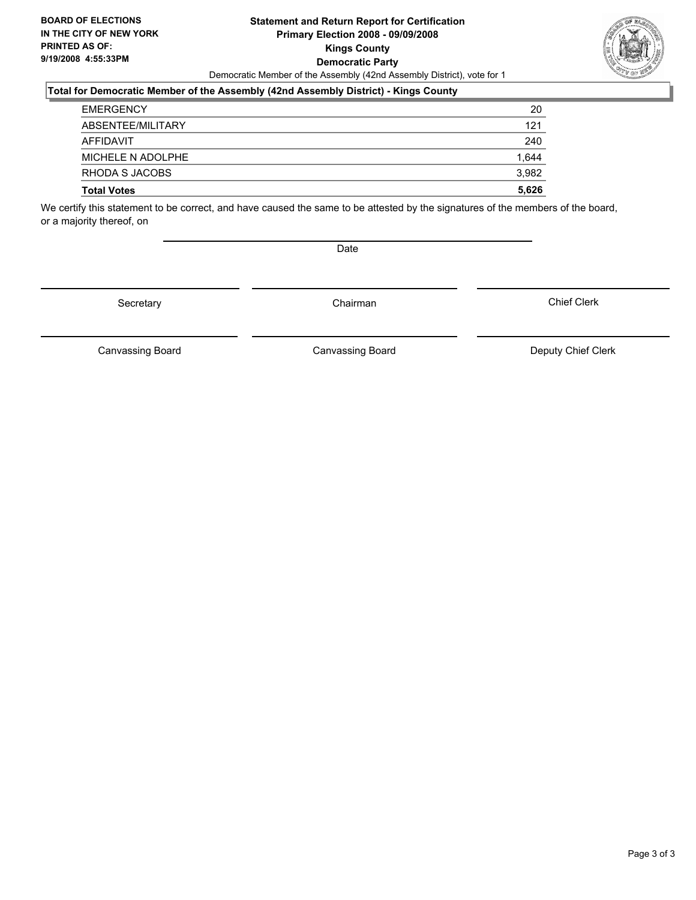**BOARD OF ELECTIONS IN THE CITY OF NEW YORK PRINTED AS OF: 9/19/2008 4:55:33PM**

# Statement and Return Report for Certification
## Primary Election 2008 - 09/09/2008
## Kings County
## Democratic Party

Democratic Member of the Assembly (42nd Assembly District), vote for 1

**Total for Democratic Member of the Assembly (42nd Assembly District) - Kings County**

| | |
|---|---|
| EMERGENCY | 20 |
| ABSENTEE/MILITARY | 121 |
| AFFIDAVIT | 240 |
| MICHELE N ADOLPHE | 1,644 |
| RHODA S JACOBS | 3,982 |
| **Total Votes** | **5,626** |

We certify this statement to be correct, and have caused the same to be attested by the signatures of the members of the board, or a majority thereof, on

Date

Secretary

Chairman

Chief Clerk

Canvassing Board

Canvassing Board

Deputy Chief Clerk